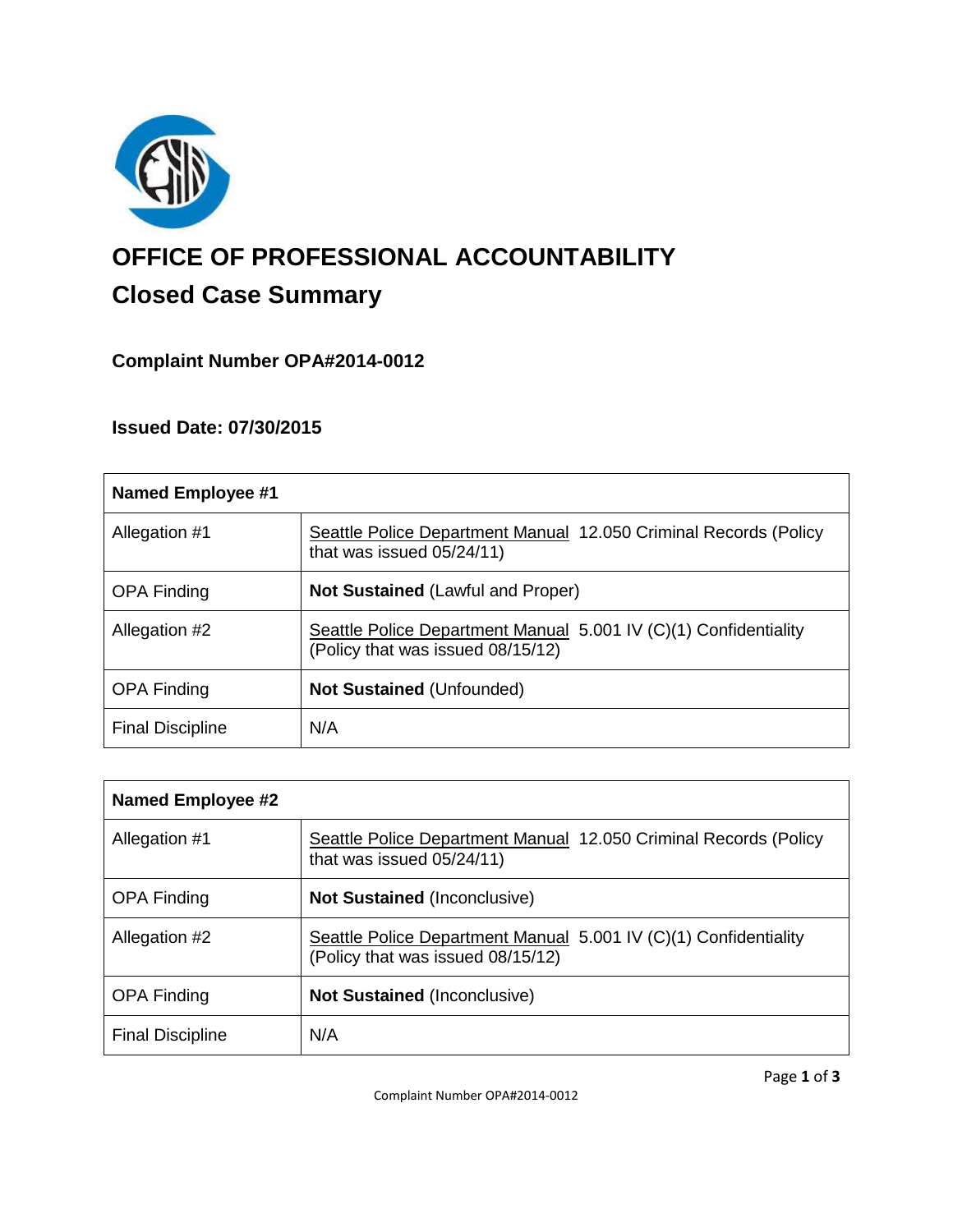# OFFICE OF PROFESSIONAL ACCOUNTABILITY

## Closed Case Summary

### Complaint Number OPA#2014-0012

### Issued Date: 07/30/2015

| Named Employee #1 | |
|---|---|
| Allegation #1 | Seattle Police Department Manual 12.050 Criminal Records (Policy that was issued 05/24/11) |
| OPA Finding | **Not Sustained** (Lawful and Proper) |
| Allegation #2 | Seattle Police Department Manual 5.001 IV (C)(1) Confidentiality (Policy that was issued 08/15/12) |
| OPA Finding | **Not Sustained** (Unfounded) |
| Final Discipline | N/A |

| Named Employee #2 | |
|---|---|
| Allegation #1 | Seattle Police Department Manual 12.050 Criminal Records (Policy that was issued 05/24/11) |
| OPA Finding | **Not Sustained** (Inconclusive) |
| Allegation #2 | Seattle Police Department Manual 5.001 IV (C)(1) Confidentiality (Policy that was issued 08/15/12) |
| OPA Finding | **Not Sustained** (Inconclusive) |
| Final Discipline | N/A |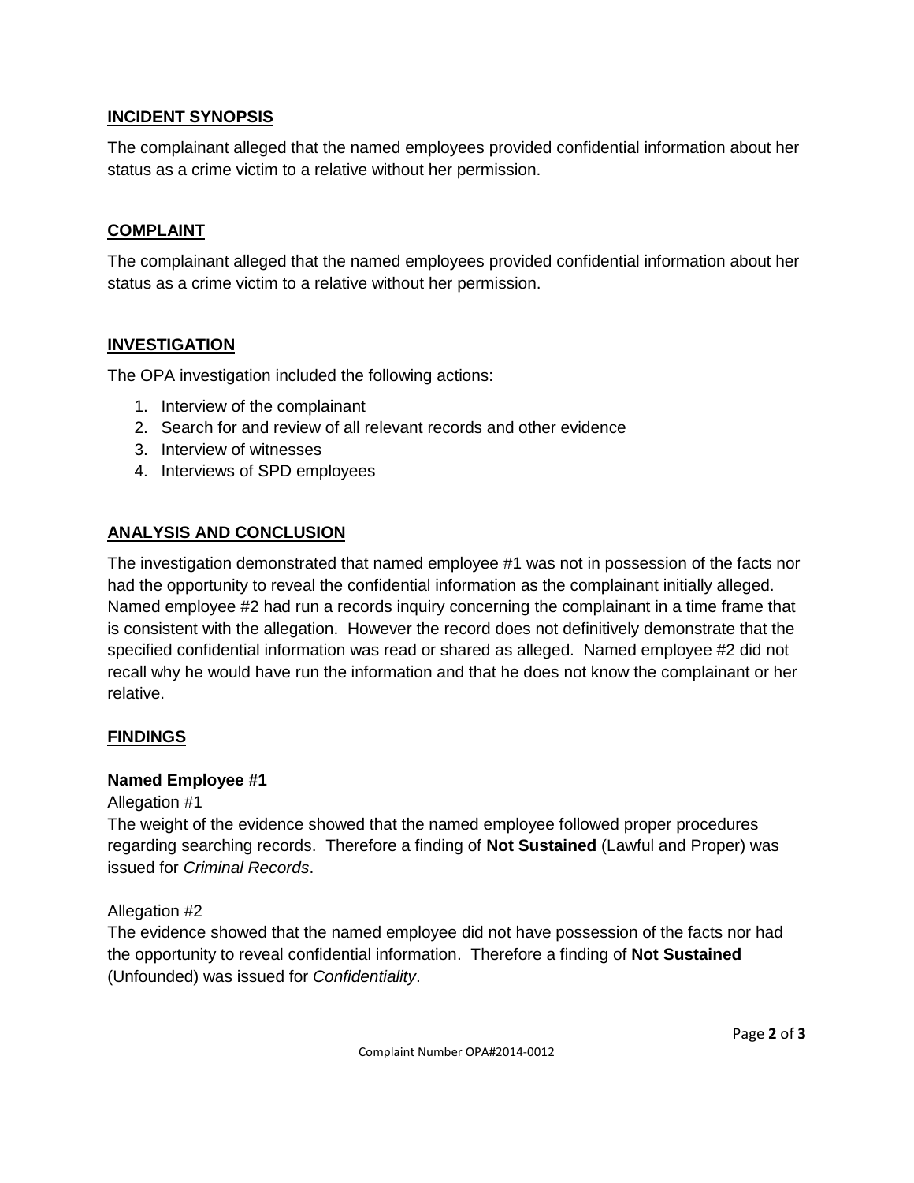## INCIDENT SYNOPSIS

The complainant alleged that the named employees provided confidential information about her status as a crime victim to a relative without her permission.

## COMPLAINT

The complainant alleged that the named employees provided confidential information about her status as a crime victim to a relative without her permission.

## INVESTIGATION

The OPA investigation included the following actions:

1. Interview of the complainant
2. Search for and review of all relevant records and other evidence
3. Interview of witnesses
4. Interviews of SPD employees

## ANALYSIS AND CONCLUSION

The investigation demonstrated that named employee #1 was not in possession of the facts nor had the opportunity to reveal the confidential information as the complainant initially alleged. Named employee #2 had run a records inquiry concerning the complainant in a time frame that is consistent with the allegation. However the record does not definitively demonstrate that the specified confidential information was read or shared as alleged. Named employee #2 did not recall why he would have run the information and that he does not know the complainant or her relative.

## FINDINGS

### Named Employee #1

Allegation #1

The weight of the evidence showed that the named employee followed proper procedures regarding searching records. Therefore a finding of **Not Sustained** (Lawful and Proper) was issued for *Criminal Records*.

Allegation #2

The evidence showed that the named employee did not have possession of the facts nor had the opportunity to reveal confidential information. Therefore a finding of **Not Sustained** (Unfounded) was issued for *Confidentiality*.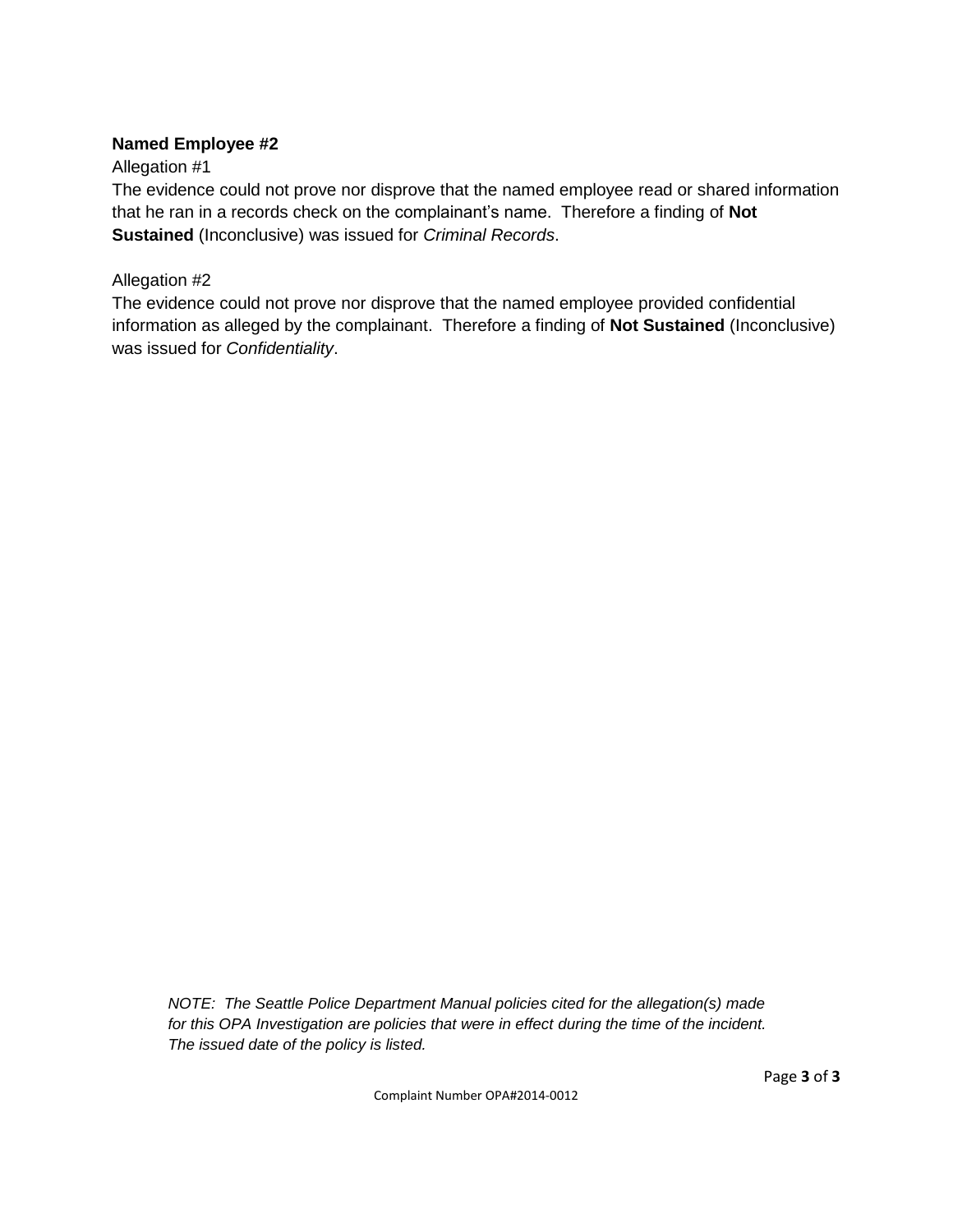**Named Employee #2**

Allegation #1

The evidence could not prove nor disprove that the named employee read or shared information that he ran in a records check on the complainant's name. Therefore a finding of **Not Sustained** (Inconclusive) was issued for *Criminal Records*.

Allegation #2

The evidence could not prove nor disprove that the named employee provided confidential information as alleged by the complainant. Therefore a finding of **Not Sustained** (Inconclusive) was issued for *Confidentiality*.

*NOTE: The Seattle Police Department Manual policies cited for the allegation(s) made for this OPA Investigation are policies that were in effect during the time of the incident. The issued date of the policy is listed.*

Complaint Number OPA#2014-0012